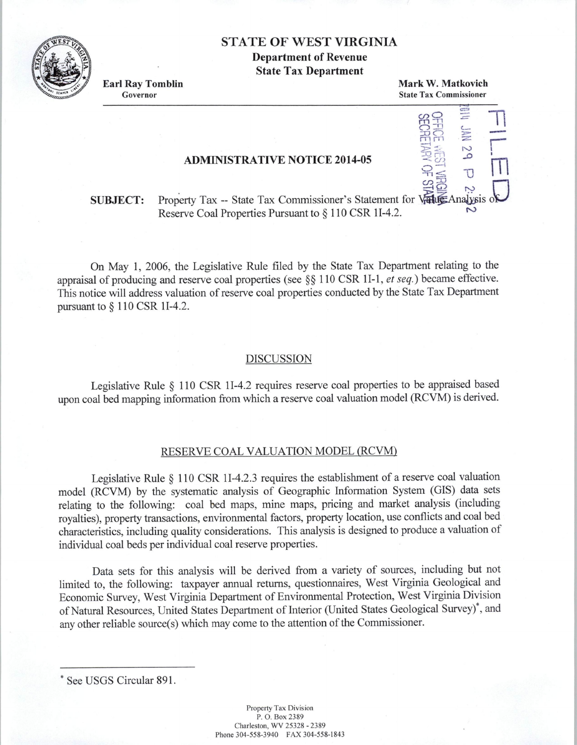# STATE OF WEST VIRGINIA

**Department of Revenue**
**State Tax Department**

**Earl Ray Tomblin**
Governor

**Mark W. Matkovich**
State Tax Commissioner

FILED
2014 JAN 29 P 2:22
OFFICE WEST VIRGINIA
SECRETARY OF STATE

## ADMINISTRATIVE NOTICE 2014-05

**SUBJECT:** Property Tax -- State Tax Commissioner's Statement for Value Analysis of Reserve Coal Properties Pursuant to § 110 CSR 1I-4.2.

On May 1, 2006, the Legislative Rule filed by the State Tax Department relating to the appraisal of producing and reserve coal properties (see §§ 110 CSR 1I-1, *et seq.*) became effective. This notice will address valuation of reserve coal properties conducted by the State Tax Department pursuant to § 110 CSR 1I-4.2.

### DISCUSSION

Legislative Rule § 110 CSR 1I-4.2 requires reserve coal properties to be appraised based upon coal bed mapping information from which a reserve coal valuation model (RCVM) is derived.

### RESERVE COAL VALUATION MODEL (RCVM)

Legislative Rule § 110 CSR 1I-4.2.3 requires the establishment of a reserve coal valuation model (RCVM) by the systematic analysis of Geographic Information System (GIS) data sets relating to the following: coal bed maps, mine maps, pricing and market analysis (including royalties), property transactions, environmental factors, property location, use conflicts and coal bed characteristics, including quality considerations. This analysis is designed to produce a valuation of individual coal beds per individual coal reserve properties.

Data sets for this analysis will be derived from a variety of sources, including but not limited to, the following: taxpayer annual returns, questionnaires, West Virginia Geological and Economic Survey, West Virginia Department of Environmental Protection, West Virginia Division of Natural Resources, United States Department of Interior (United States Geological Survey)*, and any other reliable source(s) which may come to the attention of the Commissioner.

---

* See USGS Circular 891.

Property Tax Division
P. O. Box 2389
Charleston, WV 25328 - 2389
Phone 304-558-3940 FAX 304-558-1843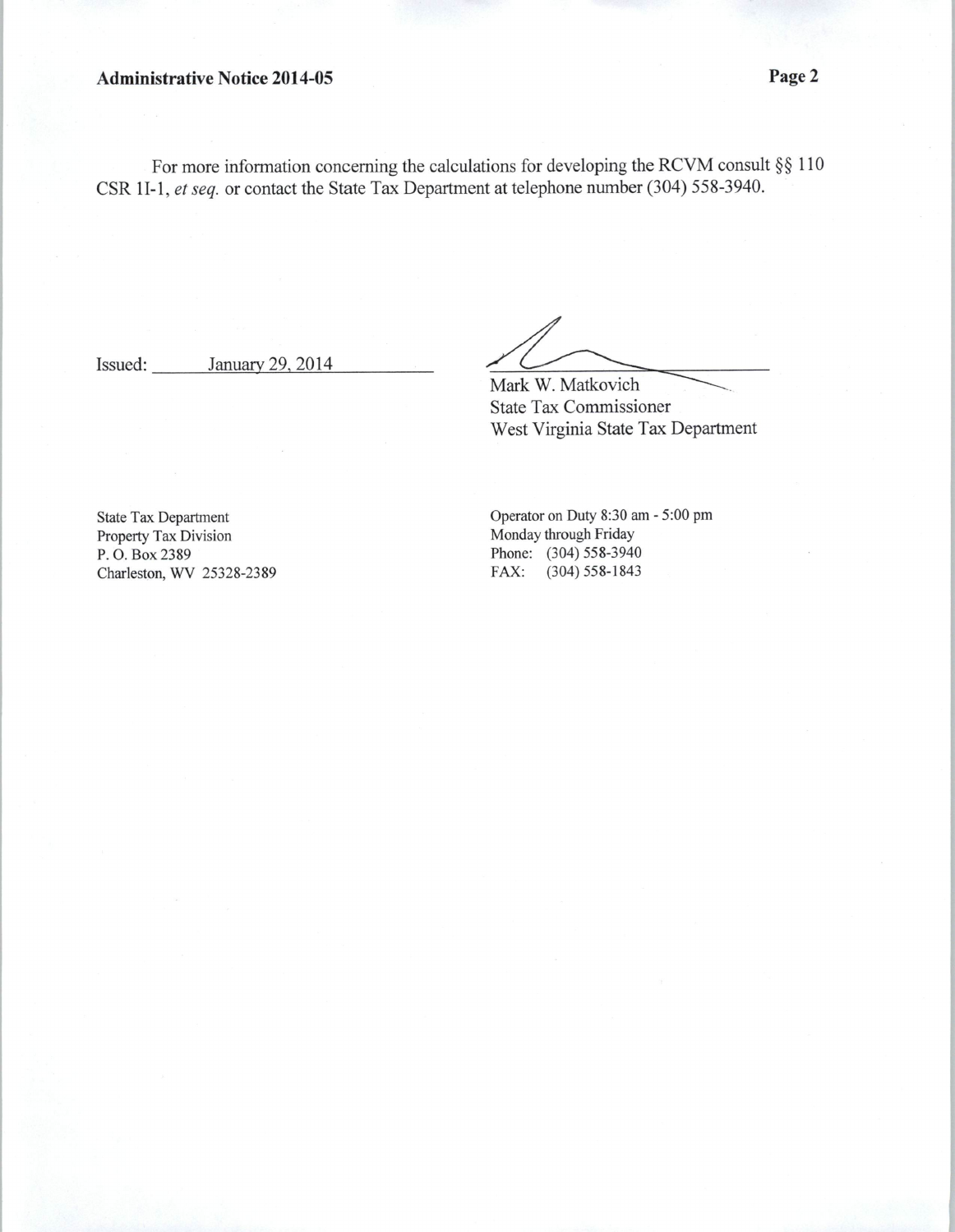For more information concerning the calculations for developing the RCVM consult §§ 110 CSR 1I-1, *et seq.* or contact the State Tax Department at telephone number (304) 558-3940.

Issued: January 29, 2014

Mark W. Matkovich
State Tax Commissioner
West Virginia State Tax Department

State Tax Department
Property Tax Division
P. O. Box 2389
Charleston, WV 25328-2389

Operator on Duty 8:30 am - 5:00 pm
Monday through Friday
Phone: (304) 558-3940
FAX: (304) 558-1843